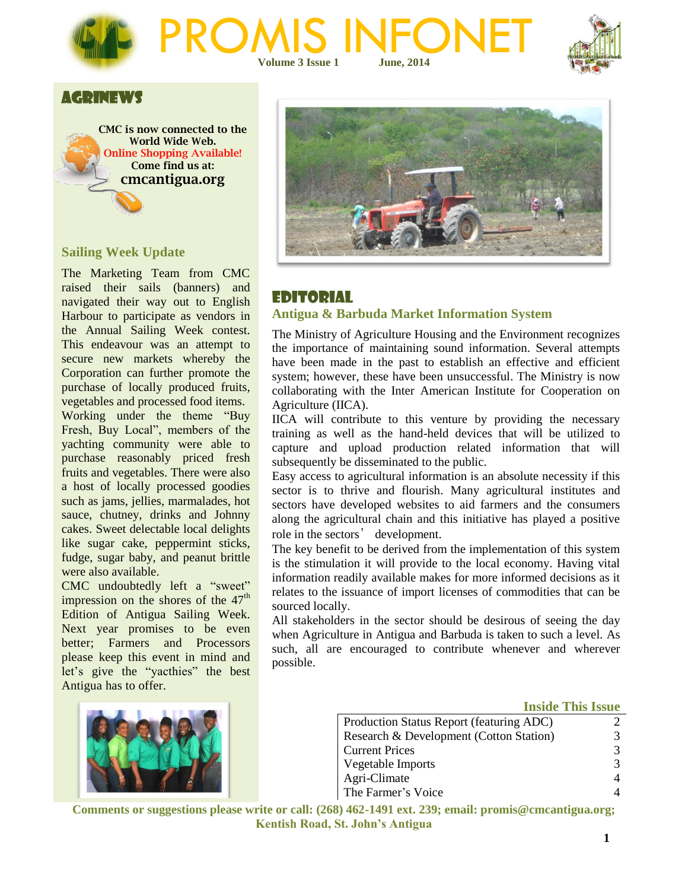# PROMIS INFONET

Volume 3 Issue 1 June, 2014

## AGRINEWS

**CMC is now connected to the World Wide Web.**
**Online Shopping Available!**
**Come find us at:**
**cmcantigua.org**

### Sailing Week Update

The Marketing Team from CMC raised their sails (banners) and navigated their way out to English Harbour to participate as vendors in the Annual Sailing Week contest. This endeavour was an attempt to secure new markets whereby the Corporation can further promote the purchase of locally produced fruits, vegetables and processed food items. Working under the theme "Buy Fresh, Buy Local", members of the yachting community were able to purchase reasonably priced fresh fruits and vegetables. There were also a host of locally processed goodies such as jams, jellies, marmalades, hot sauce, chutney, drinks and Johnny cakes. Sweet delectable local delights like sugar cake, peppermint sticks, fudge, sugar baby, and peanut brittle were also available.

CMC undoubtedly left a "sweet" impression on the shores of the 47th Edition of Antigua Sailing Week. Next year promises to be even better; Farmers and Processors please keep this event in mind and let's give the "yacthies" the best Antigua has to offer.

## EDITORIAL

### Antigua & Barbuda Market Information System

The Ministry of Agriculture Housing and the Environment recognizes the importance of maintaining sound information. Several attempts have been made in the past to establish an effective and efficient system; however, these have been unsuccessful. The Ministry is now collaborating with the Inter American Institute for Cooperation on Agriculture (IICA).

IICA will contribute to this venture by providing the necessary training as well as the hand-held devices that will be utilized to capture and upload production related information that will subsequently be disseminated to the public.

Easy access to agricultural information is an absolute necessity if this sector is to thrive and flourish. Many agricultural institutes and sectors have developed websites to aid farmers and the consumers along the agricultural chain and this initiative has played a positive role in the sectors' development.

The key benefit to be derived from the implementation of this system is the stimulation it will provide to the local economy. Having vital information readily available makes for more informed decisions as it relates to the issuance of import licenses of commodities that can be sourced locally.

All stakeholders in the sector should be desirous of seeing the day when Agriculture in Antigua and Barbuda is taken to such a level. As such, all are encouraged to contribute whenever and wherever possible.

### Inside This Issue

| | |
|---|---|
| Production Status Report (featuring ADC) | 2 |
| Research & Development (Cotton Station) | 3 |
| Current Prices | 3 |
| Vegetable Imports | 3 |
| Agri-Climate | 4 |
| The Farmer's Voice | 4 |

**Comments or suggestions please write or call: (268) 462-1491 ext. 239; email: promis@cmcantigua.org; Kentish Road, St. John's Antigua**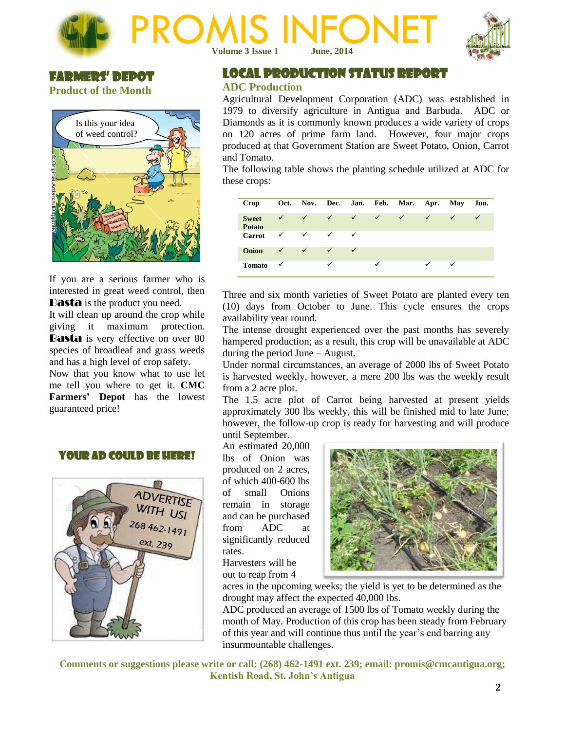# PROMIS INFONET

## FARMERS' DEPOT

### Product of the Month

If you are a serious farmer who is interested in great weed control, then **Basta** is the product you need.

It will clean up around the crop while giving it maximum protection. **Basta** is very effective on over 80 species of broadleaf and grass weeds and has a high level of crop safety.

Now that you know what to use let me tell you where to get it. **CMC Farmers' Depot** has the lowest guaranteed price!

## YOUR AD COULD BE HERE!

## LOCAL PRODUCTION STATUS REPORT

### ADC Production

Agricultural Development Corporation (ADC) was established in 1979 to diversify agriculture in Antigua and Barbuda. ADC or Diamonds as it is commonly known produces a wide variety of crops on 120 acres of prime farm land. However, four major crops produced at that Government Station are Sweet Potato, Onion, Carrot and Tomato.

The following table shows the planting schedule utilized at ADC for these crops:

| Crop | Oct. | Nov. | Dec. | Jan. | Feb. | Mar. | Apr. | May | Jun. |
|---|---|---|---|---|---|---|---|---|---|
| Sweet Potato | ✓ | ✓ | ✓ | ✓ | ✓ | ✓ | ✓ | ✓ | ✓ |
| Carrot | ✓ | ✓ | ✓ | ✓ | | | | | |
| Onion | ✓ | ✓ | ✓ | ✓ | | | | | |
| Tomato | ✓ | | ✓ | | ✓ | | ✓ | ✓ | |

Three and six month varieties of Sweet Potato are planted every ten (10) days from October to June. This cycle ensures the crops availability year round.

The intense drought experienced over the past months has severely hampered production; as a result, this crop will be unavailable at ADC during the period June – August.

Under normal circumstances, an average of 2000 lbs of Sweet Potato is harvested weekly, however, a mere 200 lbs was the weekly result from a 2 acre plot.

The 1.5 acre plot of Carrot being harvested at present yields approximately 300 lbs weekly, this will be finished mid to late June; however, the follow-up crop is ready for harvesting and will produce until September.

An estimated 20,000 lbs of Onion was produced on 2 acres, of which 400-600 lbs of small Onions remain in storage and can be purchased from ADC at significantly reduced rates.

Harvesters will be out to reap from 4 acres in the upcoming weeks; the yield is yet to be determined as the drought may affect the expected 40,000 lbs.

ADC produced an average of 1500 lbs of Tomato weekly during the month of May. Production of this crop has been steady from February of this year and will continue thus until the year's end barring any insurmountable challenges.

**Comments or suggestions please write or call: (268) 462-1491 ext. 239; email: promis@cmcantigua.org; Kentish Road, St. John's Antigua**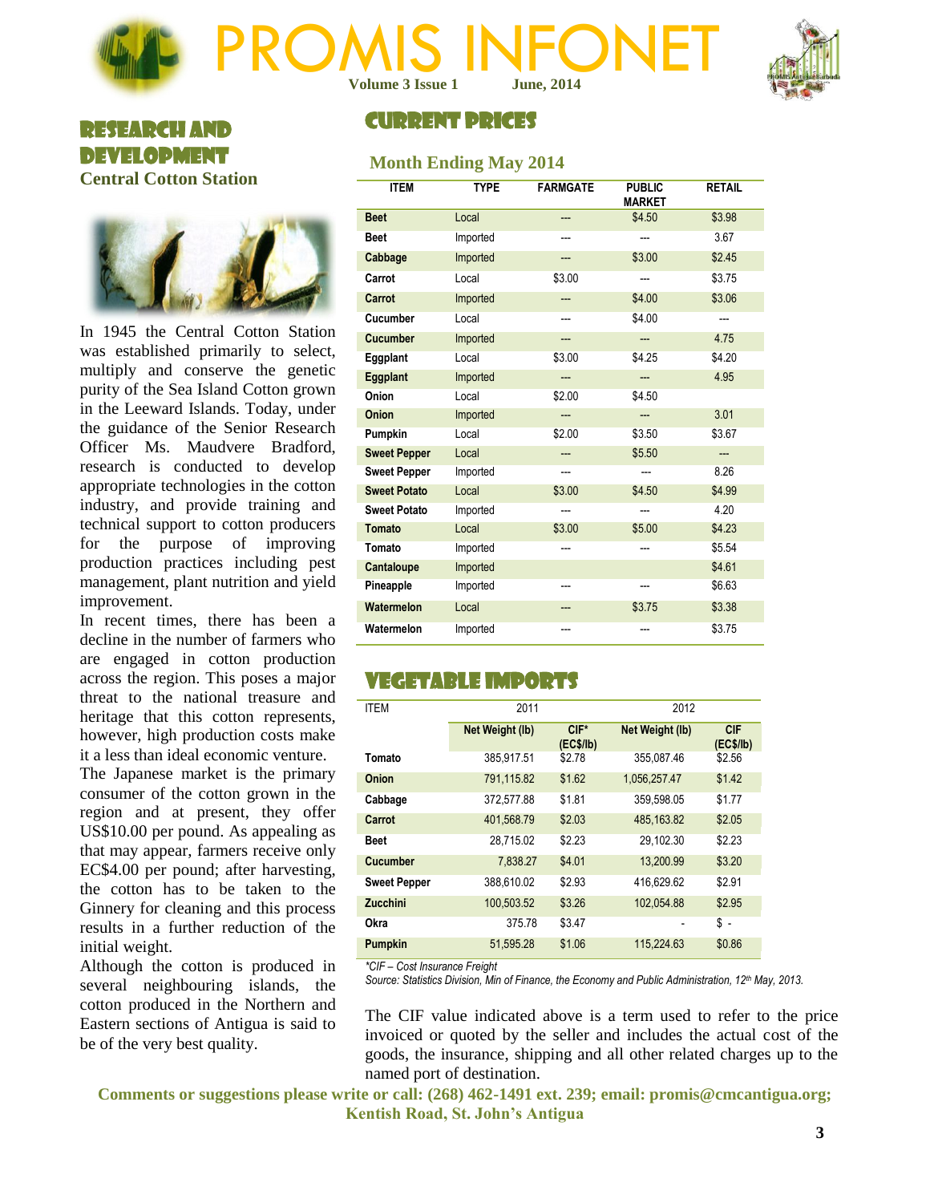## RESEARCH AND DEVELOPMENT

### Central Cotton Station

In 1945 the Central Cotton Station was established primarily to select, multiply and conserve the genetic purity of the Sea Island Cotton grown in the Leeward Islands. Today, under the guidance of the Senior Research Officer Ms. Maudvere Bradford, research is conducted to develop appropriate technologies in the cotton industry, and provide training and technical support to cotton producers for the purpose of improving production practices including pest management, plant nutrition and yield improvement.

In recent times, there has been a decline in the number of farmers who are engaged in cotton production across the region. This poses a major threat to the national treasure and heritage that this cotton represents, however, high production costs make it a less than ideal economic venture.

The Japanese market is the primary consumer of the cotton grown in the region and at present, they offer US$10.00 per pound. As appealing as that may appear, farmers receive only EC$4.00 per pound; after harvesting, the cotton has to be taken to the Ginnery for cleaning and this process results in a further reduction of the initial weight.

Although the cotton is produced in several neighbouring islands, the cotton produced in the Northern and Eastern sections of Antigua is said to be of the very best quality.

## CURRENT PRICES

### Month Ending May 2014

| ITEM | TYPE | FARMGATE | PUBLIC MARKET | RETAIL |
|---|---|---|---|---|
| Beet | Local | --- | $4.50 | $3.98 |
| Beet | Imported | --- | --- | 3.67 |
| Cabbage | Imported | --- | $3.00 | $2.45 |
| Carrot | Local | $3.00 | --- | $3.75 |
| Carrot | Imported | --- | $4.00 | $3.06 |
| Cucumber | Local | --- | $4.00 | --- |
| Cucumber | Imported | --- | --- | 4.75 |
| Eggplant | Local | $3.00 | $4.25 | $4.20 |
| Eggplant | Imported | --- | --- | 4.95 |
| Onion | Local | $2.00 | $4.50 | |
| Onion | Imported | --- | --- | 3.01 |
| Pumpkin | Local | $2.00 | $3.50 | $3.67 |
| Sweet Pepper | Local | --- | $5.50 | --- |
| Sweet Pepper | Imported | --- | --- | 8.26 |
| Sweet Potato | Local | $3.00 | $4.50 | $4.99 |
| Sweet Potato | Imported | --- | --- | 4.20 |
| Tomato | Local | $3.00 | $5.00 | $4.23 |
| Tomato | Imported | --- | --- | $5.54 |
| Cantaloupe | Imported | | | $4.61 |
| Pineapple | Imported | --- | --- | $6.63 |
| Watermelon | Local | --- | $3.75 | $3.38 |
| Watermelon | Imported | --- | --- | $3.75 |

## VEGETABLE IMPORTS

| ITEM | 2011 | | 2012 | |
|---|---|---|---|---|
| | Net Weight (lb) | CIF* (EC$/lb) | Net Weight (lb) | CIF (EC$/lb) |
| Tomato | 385,917.51 | $2.78 | 355,087.46 | $2.56 |
| Onion | 791,115.82 | $1.62 | 1,056,257.47 | $1.42 |
| Cabbage | 372,577.88 | $1.81 | 359,598.05 | $1.77 |
| Carrot | 401,568.79 | $2.03 | 485,163.82 | $2.05 |
| Beet | 28,715.02 | $2.23 | 29,102.30 | $2.23 |
| Cucumber | 7,838.27 | $4.01 | 13,200.99 | $3.20 |
| Sweet Pepper | 388,610.02 | $2.93 | 416,629.62 | $2.91 |
| Zucchini | 100,503.52 | $3.26 | 102,054.88 | $2.95 |
| Okra | 375.78 | $3.47 | - | $ - |
| Pumpkin | 51,595.28 | $1.06 | 115,224.63 | $0.86 |

*\*CIF – Cost Insurance Freight*

*Source: Statistics Division, Min of Finance, the Economy and Public Administration, 12th May, 2013.*

The CIF value indicated above is a term used to refer to the price invoiced or quoted by the seller and includes the actual cost of the goods, the insurance, shipping and all other related charges up to the named port of destination.

**Comments or suggestions please write or call: (268) 462-1491 ext. 239; email: promis@cmcantigua.org; Kentish Road, St. John's Antigua**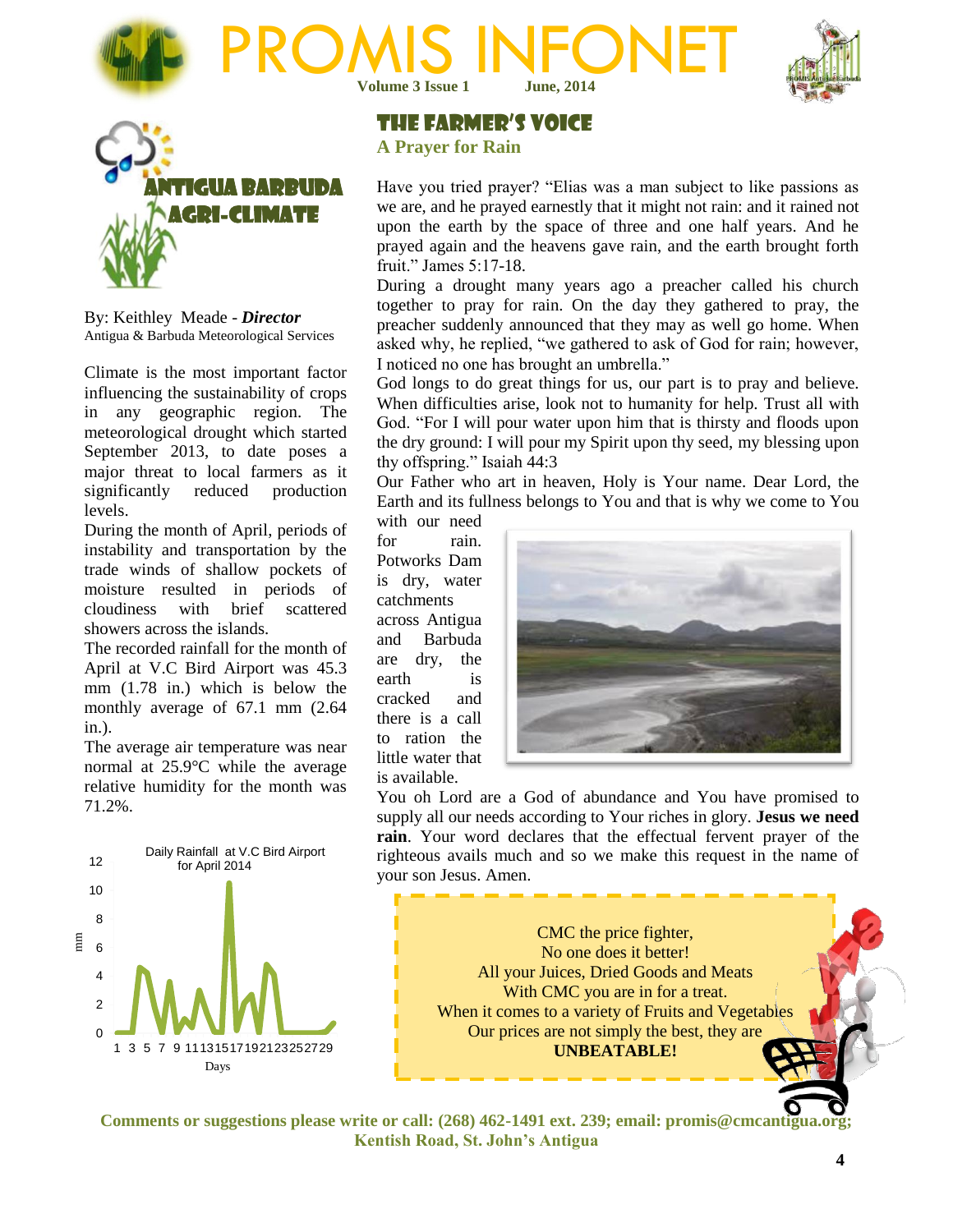# PROMIS INFONET

**Volume 3 Issue 1 June, 2014**

## ANTIGUA BARBUDA AGRI-CLIMATE

By: Keithley Meade - ***Director***
Antigua & Barbuda Meteorological Services

Climate is the most important factor influencing the sustainability of crops in any geographic region. The meteorological drought which started September 2013, to date poses a major threat to local farmers as it significantly reduced production levels.

During the month of April, periods of instability and transportation by the trade winds of shallow pockets of moisture resulted in periods of cloudiness with brief scattered showers across the islands.

The recorded rainfall for the month of April at V.C Bird Airport was 45.3 mm (1.78 in.) which is below the monthly average of 67.1 mm (2.64 in.).

The average air temperature was near normal at 25.9°C while the average relative humidity for the month was 71.2%.

Daily Rainfall at V.C Bird Airport for April 2014

mm

0 2 4 6 8 10 12

1 3 5 7 9 11 13 15 17 19 21 23 25 27 29

Days

## THE FARMER'S VOICE

### A Prayer for Rain

Have you tried prayer? "Elias was a man subject to like passions as we are, and he prayed earnestly that it might not rain: and it rained not upon the earth by the space of three and one half years. And he prayed again and the heavens gave rain, and the earth brought forth fruit." James 5:17-18.

During a drought many years ago a preacher called his church together to pray for rain. On the day they gathered to pray, the preacher suddenly announced that they may as well go home. When asked why, he replied, "we gathered to ask of God for rain; however, I noticed no one has brought an umbrella."

God longs to do great things for us, our part is to pray and believe. When difficulties arise, look not to humanity for help. Trust all with God. "For I will pour water upon him that is thirsty and floods upon the dry ground: I will pour my Spirit upon thy seed, my blessing upon thy offspring." Isaiah 44:3

Our Father who art in heaven, Holy is Your name. Dear Lord, the Earth and its fullness belongs to You and that is why we come to You with our need for rain. Potworks Dam is dry, water catchments across Antigua and Barbuda are dry, the earth is cracked and there is a call to ration the little water that is available.

You oh Lord are a God of abundance and You have promised to supply all our needs according to Your riches in glory. **Jesus we need rain**. Your word declares that the effectual fervent prayer of the righteous avails much and so we make this request in the name of your son Jesus. Amen.

CMC the price fighter,
No one does it better!
All your Juices, Dried Goods and Meats
With CMC you are in for a treat.
When it comes to a variety of Fruits and Vegetables
Our prices are not simply the best, they are
**UNBEATABLE!**

**Comments or suggestions please write or call: (268) 462-1491 ext. 239; email: promis@cmcantigua.org; Kentish Road, St. John's Antigua**